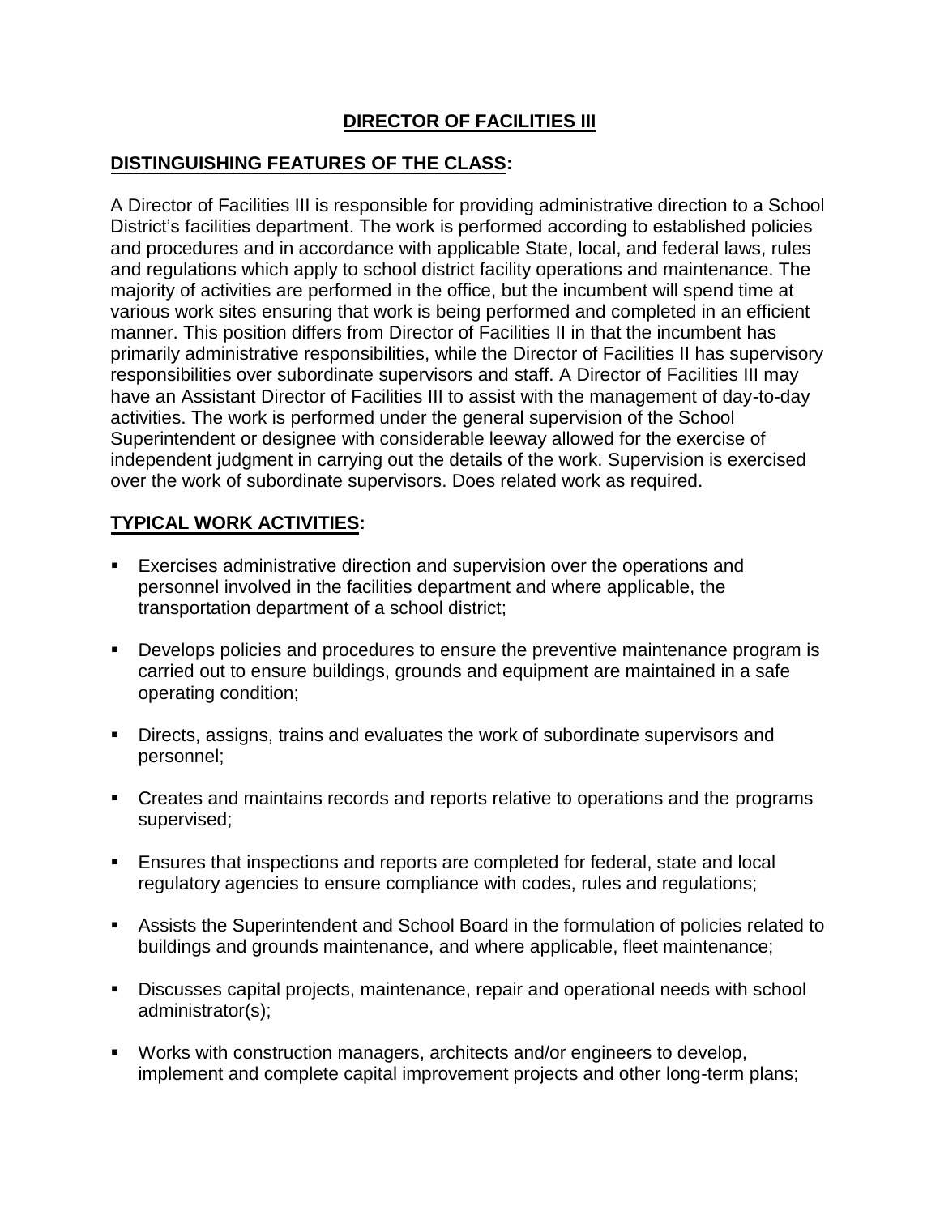# DIRECTOR OF FACILITIES III

## DISTINGUISHING FEATURES OF THE CLASS:

A Director of Facilities III is responsible for providing administrative direction to a School District's facilities department. The work is performed according to established policies and procedures and in accordance with applicable State, local, and federal laws, rules and regulations which apply to school district facility operations and maintenance. The majority of activities are performed in the office, but the incumbent will spend time at various work sites ensuring that work is being performed and completed in an efficient manner. This position differs from Director of Facilities II in that the incumbent has primarily administrative responsibilities, while the Director of Facilities II has supervisory responsibilities over subordinate supervisors and staff. A Director of Facilities III may have an Assistant Director of Facilities III to assist with the management of day-to-day activities. The work is performed under the general supervision of the School Superintendent or designee with considerable leeway allowed for the exercise of independent judgment in carrying out the details of the work. Supervision is exercised over the work of subordinate supervisors. Does related work as required.

## TYPICAL WORK ACTIVITIES:

- Exercises administrative direction and supervision over the operations and personnel involved in the facilities department and where applicable, the transportation department of a school district;
- Develops policies and procedures to ensure the preventive maintenance program is carried out to ensure buildings, grounds and equipment are maintained in a safe operating condition;
- Directs, assigns, trains and evaluates the work of subordinate supervisors and personnel;
- Creates and maintains records and reports relative to operations and the programs supervised;
- Ensures that inspections and reports are completed for federal, state and local regulatory agencies to ensure compliance with codes, rules and regulations;
- Assists the Superintendent and School Board in the formulation of policies related to buildings and grounds maintenance, and where applicable, fleet maintenance;
- Discusses capital projects, maintenance, repair and operational needs with school administrator(s);
- Works with construction managers, architects and/or engineers to develop, implement and complete capital improvement projects and other long-term plans;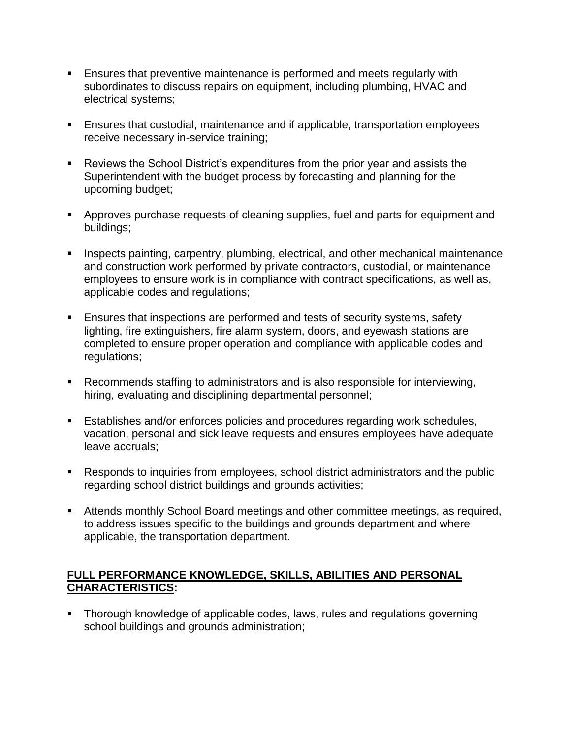- Ensures that preventive maintenance is performed and meets regularly with subordinates to discuss repairs on equipment, including plumbing, HVAC and electrical systems;
- Ensures that custodial, maintenance and if applicable, transportation employees receive necessary in-service training;
- Reviews the School District's expenditures from the prior year and assists the Superintendent with the budget process by forecasting and planning for the upcoming budget;
- Approves purchase requests of cleaning supplies, fuel and parts for equipment and buildings;
- Inspects painting, carpentry, plumbing, electrical, and other mechanical maintenance and construction work performed by private contractors, custodial, or maintenance employees to ensure work is in compliance with contract specifications, as well as, applicable codes and regulations;
- Ensures that inspections are performed and tests of security systems, safety lighting, fire extinguishers, fire alarm system, doors, and eyewash stations are completed to ensure proper operation and compliance with applicable codes and regulations;
- Recommends staffing to administrators and is also responsible for interviewing, hiring, evaluating and disciplining departmental personnel;
- Establishes and/or enforces policies and procedures regarding work schedules, vacation, personal and sick leave requests and ensures employees have adequate leave accruals;
- Responds to inquiries from employees, school district administrators and the public regarding school district buildings and grounds activities;
- Attends monthly School Board meetings and other committee meetings, as required, to address issues specific to the buildings and grounds department and where applicable, the transportation department.

**FULL PERFORMANCE KNOWLEDGE, SKILLS, ABILITIES AND PERSONAL CHARACTERISTICS:**

- Thorough knowledge of applicable codes, laws, rules and regulations governing school buildings and grounds administration;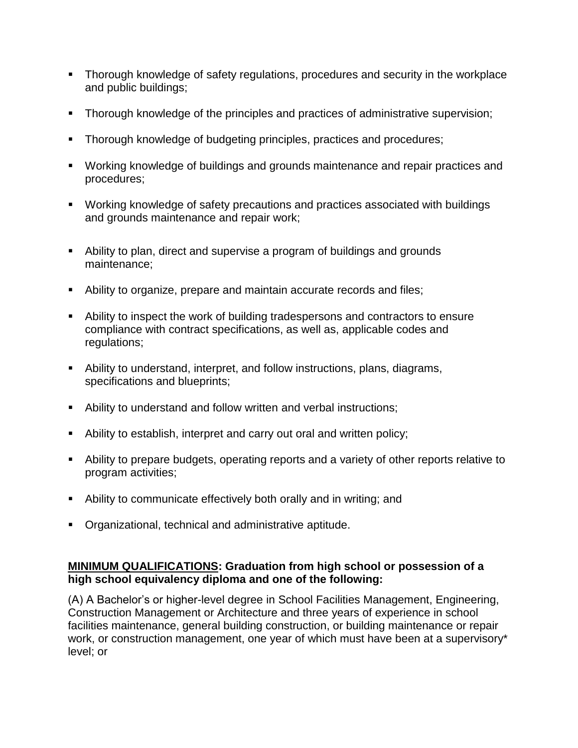- Thorough knowledge of safety regulations, procedures and security in the workplace and public buildings;
- Thorough knowledge of the principles and practices of administrative supervision;
- Thorough knowledge of budgeting principles, practices and procedures;
- Working knowledge of buildings and grounds maintenance and repair practices and procedures;
- Working knowledge of safety precautions and practices associated with buildings and grounds maintenance and repair work;
- Ability to plan, direct and supervise a program of buildings and grounds maintenance;
- Ability to organize, prepare and maintain accurate records and files;
- Ability to inspect the work of building tradespersons and contractors to ensure compliance with contract specifications, as well as, applicable codes and regulations;
- Ability to understand, interpret, and follow instructions, plans, diagrams, specifications and blueprints;
- Ability to understand and follow written and verbal instructions;
- Ability to establish, interpret and carry out oral and written policy;
- Ability to prepare budgets, operating reports and a variety of other reports relative to program activities;
- Ability to communicate effectively both orally and in writing; and
- Organizational, technical and administrative aptitude.

**<u>MINIMUM QUALIFICATIONS</u>: Graduation from high school or possession of a high school equivalency diploma and one of the following:**

(A) A Bachelor's or higher-level degree in School Facilities Management, Engineering, Construction Management or Architecture and three years of experience in school facilities maintenance, general building construction, or building maintenance or repair work, or construction management, one year of which must have been at a supervisory* level; or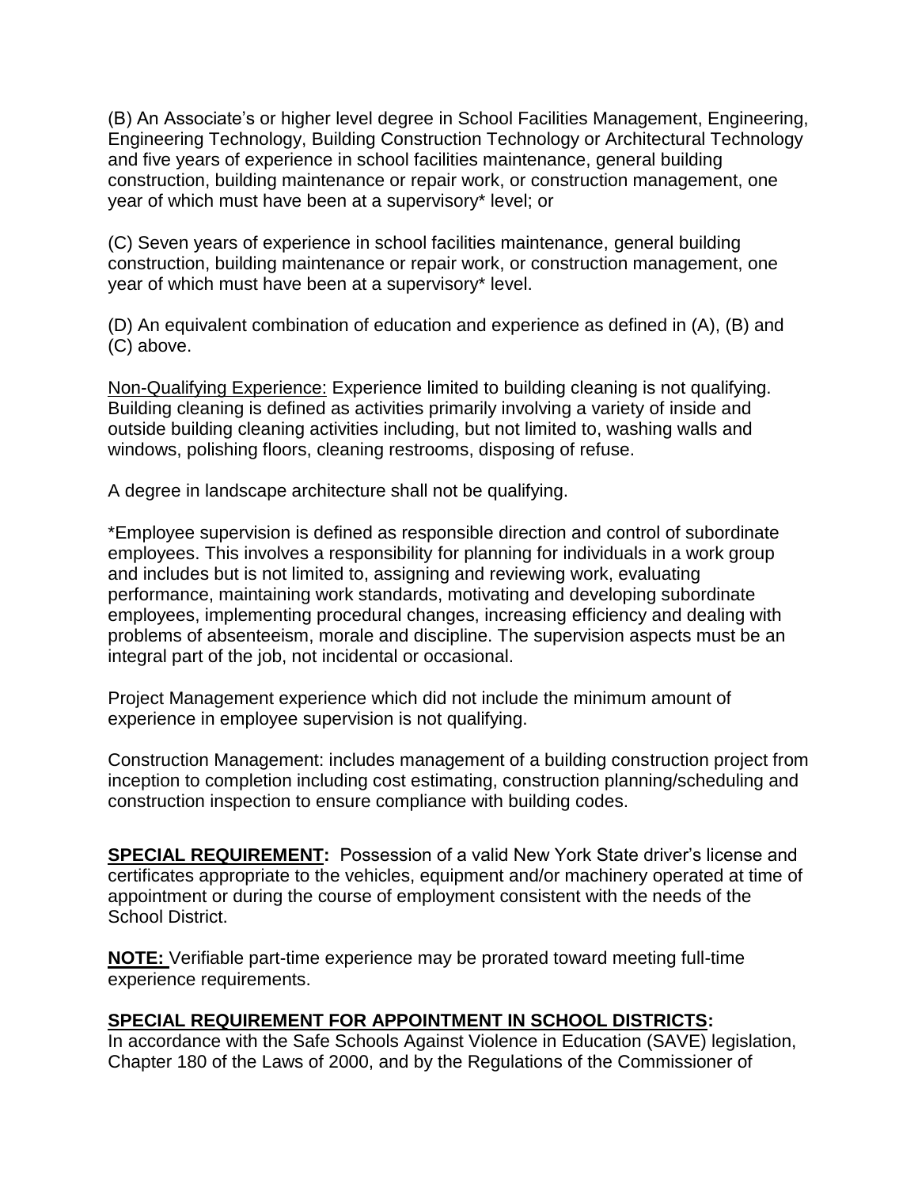(B) An Associate's or higher level degree in School Facilities Management, Engineering, Engineering Technology, Building Construction Technology or Architectural Technology and five years of experience in school facilities maintenance, general building construction, building maintenance or repair work, or construction management, one year of which must have been at a supervisory* level; or

(C) Seven years of experience in school facilities maintenance, general building construction, building maintenance or repair work, or construction management, one year of which must have been at a supervisory* level.

(D) An equivalent combination of education and experience as defined in (A), (B) and (C) above.

Non-Qualifying Experience: Experience limited to building cleaning is not qualifying. Building cleaning is defined as activities primarily involving a variety of inside and outside building cleaning activities including, but not limited to, washing walls and windows, polishing floors, cleaning restrooms, disposing of refuse.

A degree in landscape architecture shall not be qualifying.

*Employee supervision is defined as responsible direction and control of subordinate employees. This involves a responsibility for planning for individuals in a work group and includes but is not limited to, assigning and reviewing work, evaluating performance, maintaining work standards, motivating and developing subordinate employees, implementing procedural changes, increasing efficiency and dealing with problems of absenteeism, morale and discipline. The supervision aspects must be an integral part of the job, not incidental or occasional.

Project Management experience which did not include the minimum amount of experience in employee supervision is not qualifying.

Construction Management: includes management of a building construction project from inception to completion including cost estimating, construction planning/scheduling and construction inspection to ensure compliance with building codes.

**SPECIAL REQUIREMENT:** Possession of a valid New York State driver's license and certificates appropriate to the vehicles, equipment and/or machinery operated at time of appointment or during the course of employment consistent with the needs of the School District.

**NOTE:** Verifiable part-time experience may be prorated toward meeting full-time experience requirements.

**SPECIAL REQUIREMENT FOR APPOINTMENT IN SCHOOL DISTRICTS:**
In accordance with the Safe Schools Against Violence in Education (SAVE) legislation, Chapter 180 of the Laws of 2000, and by the Regulations of the Commissioner of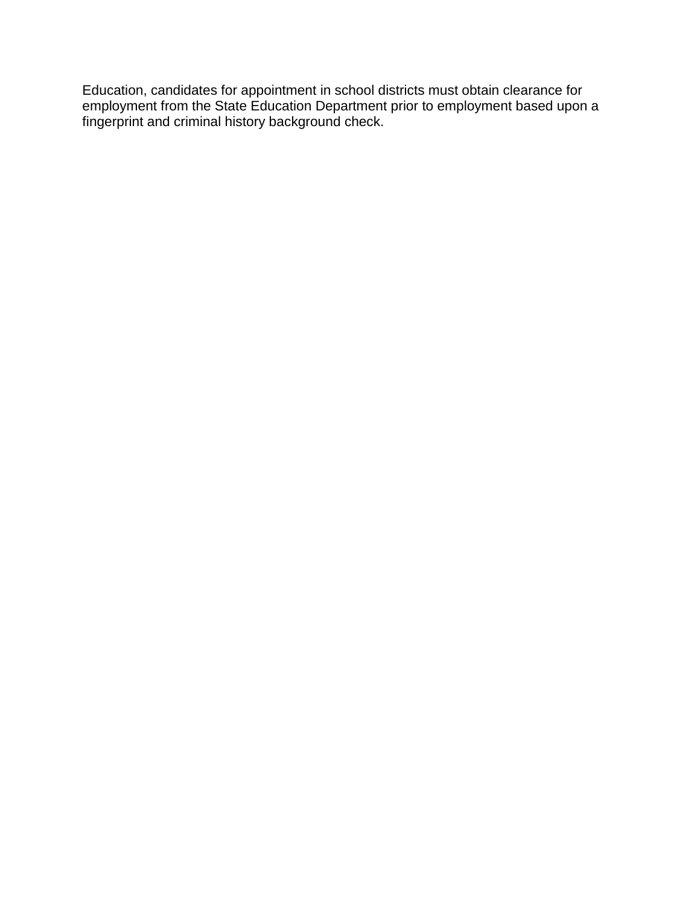Education, candidates for appointment in school districts must obtain clearance for employment from the State Education Department prior to employment based upon a fingerprint and criminal history background check.